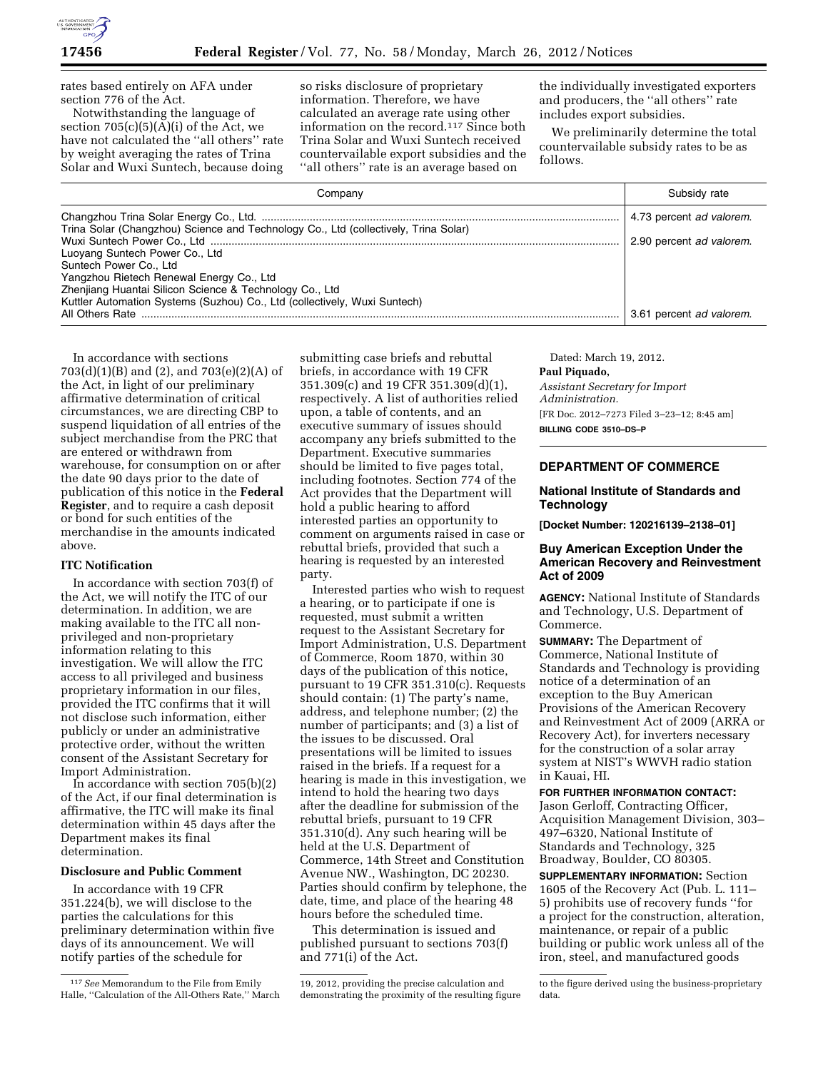rates based entirely on AFA under section 776 of the Act.

Notwithstanding the language of section 705(c)(5)(A)(i) of the Act, we have not calculated the ''all others'' rate by weight averaging the rates of Trina Solar and Wuxi Suntech, because doing so risks disclosure of proprietary information. Therefore, we have calculated an average rate using other information on the record.[117] Since both Trina Solar and Wuxi Suntech received countervailable export subsidies and the ''all others'' rate is an average based on the individually investigated exporters and producers, the ''all others'' rate includes export subsidies.

We preliminarily determine the total countervailable subsidy rates to be as follows.

| Company | Subsidy rate |
|---|---|
| Changzhou Trina Solar Energy Co., Ltd. Trina Solar (Changzhou) Science and Technology Co., Ltd (collectively, Trina Solar) | 4.73 percent *ad valorem.* |
| Wuxi Suntech Power Co., Ltd Luoyang Suntech Power Co., Ltd Suntech Power Co., Ltd Yangzhou Rietech Renewal Energy Co., Ltd Zhenjiang Huantai Silicon Science & Technology Co., Ltd Kuttler Automation Systems (Suzhou) Co., Ltd (collectively, Wuxi Suntech) | 2.90 percent *ad valorem.* |
| All Others Rate | 3.61 percent *ad valorem.* |

In accordance with sections 703(d)(1)(B) and (2), and 703(e)(2)(A) of the Act, in light of our preliminary affirmative determination of critical circumstances, we are directing CBP to suspend liquidation of all entries of the subject merchandise from the PRC that are entered or withdrawn from warehouse, for consumption on or after the date 90 days prior to the date of publication of this notice in the **Federal Register**, and to require a cash deposit or bond for such entities of the merchandise in the amounts indicated above.

**ITC Notification**

In accordance with section 703(f) of the Act, we will notify the ITC of our determination. In addition, we are making available to the ITC all non-privileged and non-proprietary information relating to this investigation. We will allow the ITC access to all privileged and business proprietary information in our files, provided the ITC confirms that it will not disclose such information, either publicly or under an administrative protective order, without the written consent of the Assistant Secretary for Import Administration.

In accordance with section 705(b)(2) of the Act, if our final determination is affirmative, the ITC will make its final determination within 45 days after the Department makes its final determination.

**Disclosure and Public Comment**

In accordance with 19 CFR 351.224(b), we will disclose to the parties the calculations for this preliminary determination within five days of its announcement. We will notify parties of the schedule for submitting case briefs and rebuttal briefs, in accordance with 19 CFR 351.309(c) and 19 CFR 351.309(d)(1), respectively. A list of authorities relied upon, a table of contents, and an executive summary of issues should accompany any briefs submitted to the Department. Executive summaries should be limited to five pages total, including footnotes. Section 774 of the Act provides that the Department will hold a public hearing to afford interested parties an opportunity to comment on arguments raised in case or rebuttal briefs, provided that such a hearing is requested by an interested party.

Interested parties who wish to request a hearing, or to participate if one is requested, must submit a written request to the Assistant Secretary for Import Administration, U.S. Department of Commerce, Room 1870, within 30 days of the publication of this notice, pursuant to 19 CFR 351.310(c). Requests should contain: (1) The party's name, address, and telephone number; (2) the number of participants; and (3) a list of the issues to be discussed. Oral presentations will be limited to issues raised in the briefs. If a request for a hearing is made in this investigation, we intend to hold the hearing two days after the deadline for submission of the rebuttal briefs, pursuant to 19 CFR 351.310(d). Any such hearing will be held at the U.S. Department of Commerce, 14th Street and Constitution Avenue NW., Washington, DC 20230. Parties should confirm by telephone, the date, time, and place of the hearing 48 hours before the scheduled time.

This determination is issued and published pursuant to sections 703(f) and 771(i) of the Act.

Dated: March 19, 2012.

**Paul Piquado,**

*Assistant Secretary for Import Administration.*

[FR Doc. 2012–7273 Filed 3–23–12; 8:45 am]

**BILLING CODE 3510–DS–P**

---

## DEPARTMENT OF COMMERCE

### National Institute of Standards and Technology

**[Docket Number: 120216139–2138–01]**

### Buy American Exception Under the American Recovery and Reinvestment Act of 2009

**AGENCY:** National Institute of Standards and Technology, U.S. Department of Commerce.

**SUMMARY:** The Department of Commerce, National Institute of Standards and Technology is providing notice of a determination of an exception to the Buy American Provisions of the American Recovery and Reinvestment Act of 2009 (ARRA or Recovery Act), for inverters necessary for the construction of a solar array system at NIST's WWVH radio station in Kauai, HI.

**FOR FURTHER INFORMATION CONTACT:** Jason Gerloff, Contracting Officer, Acquisition Management Division, 303–497–6320, National Institute of Standards and Technology, 325 Broadway, Boulder, CO 80305.

**SUPPLEMENTARY INFORMATION:** Section 1605 of the Recovery Act (Pub. L. 111–5) prohibits use of recovery funds ''for a project for the construction, alteration, maintenance, or repair of a public building or public work unless all of the iron, steel, and manufactured goods

---

[117] *See* Memorandum to the File from Emily Halle, ''Calculation of the All-Others Rate,'' March 19, 2012, providing the precise calculation and demonstrating the proximity of the resulting figure to the figure derived using the business-proprietary data.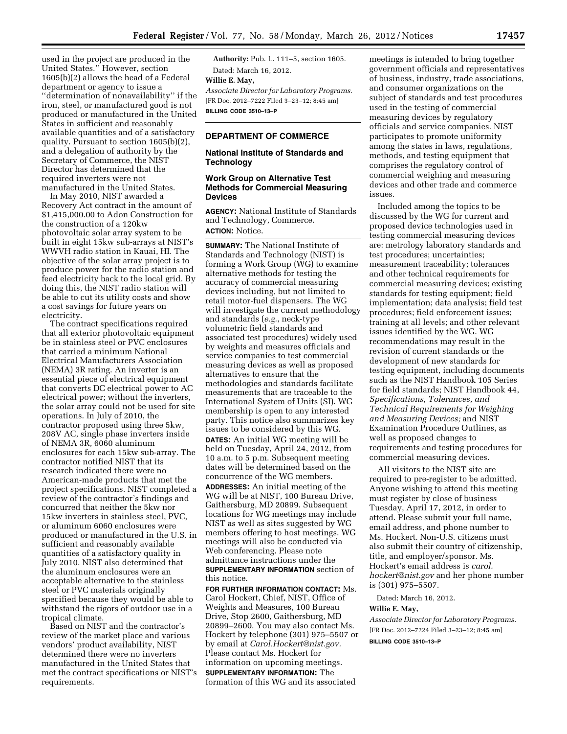used in the project are produced in the United States.'' However, section 1605(b)(2) allows the head of a Federal department or agency to issue a ''determination of nonavailability'' if the iron, steel, or manufactured good is not produced or manufactured in the United States in sufficient and reasonably available quantities and of a satisfactory quality. Pursuant to section 1605(b)(2), and a delegation of authority by the Secretary of Commerce, the NIST Director has determined that the required inverters were not manufactured in the United States.

In May 2010, NIST awarded a Recovery Act contract in the amount of $1,415,000.00 to Adon Construction for the construction of a 120kw photovoltaic solar array system to be built in eight 15kw sub-arrays at NIST's WWVH radio station in Kauai, HI. The objective of the solar array project is to produce power for the radio station and feed electricity back to the local grid. By doing this, the NIST radio station will be able to cut its utility costs and show a cost savings for future years on electricity.

The contract specifications required that all exterior photovoltaic equipment be in stainless steel or PVC enclosures that carried a minimum National Electrical Manufacturers Association (NEMA) 3R rating. An inverter is an essential piece of electrical equipment that converts DC electrical power to AC electrical power; without the inverters, the solar array could not be used for site operations. In July of 2010, the contractor proposed using three 5kw, 208V AC, single phase inverters inside of NEMA 3R, 6060 aluminum enclosures for each 15kw sub-array. The contractor notified NIST that its research indicated there were no American-made products that met the project specifications. NIST completed a review of the contractor's findings and concurred that neither the 5kw nor 15kw inverters in stainless steel, PVC, or aluminum 6060 enclosures were produced or manufactured in the U.S. in sufficient and reasonably available quantities of a satisfactory quality in July 2010. NIST also determined that the aluminum enclosures were an acceptable alternative to the stainless steel or PVC materials originally specified because they would be able to withstand the rigors of outdoor use in a tropical climate.

Based on NIST and the contractor's review of the market place and various vendors' product availability, NIST determined there were no inverters manufactured in the United States that met the contract specifications or NIST's requirements.

**Authority:** Pub. L. 111–5, section 1605.

Dated: March 16, 2012.

**Willie E. May,**

*Associate Director for Laboratory Programs.*

[FR Doc. 2012–7222 Filed 3–23–12; 8:45 am]

**BILLING CODE 3510–13–P**

## DEPARTMENT OF COMMERCE

### National Institute of Standards and Technology

### Work Group on Alternative Test Methods for Commercial Measuring Devices

**AGENCY:** National Institute of Standards and Technology, Commerce.

**ACTION:** Notice.

**SUMMARY:** The National Institute of Standards and Technology (NIST) is forming a Work Group (WG) to examine alternative methods for testing the accuracy of commercial measuring devices including, but not limited to retail motor-fuel dispensers. The WG will investigate the current methodology and standards (*e.g.*, neck-type volumetric field standards and associated test procedures) widely used by weights and measures officials and service companies to test commercial measuring devices as well as proposed alternatives to ensure that the methodologies and standards facilitate measurements that are traceable to the International System of Units (SI). WG membership is open to any interested party. This notice also summarizes key issues to be considered by this WG.

**DATES:** An initial WG meeting will be held on Tuesday, April 24, 2012, from 10 a.m. to 5 p.m. Subsequent meeting dates will be determined based on the concurrence of the WG members.

**ADDRESSES:** An initial meeting of the WG will be at NIST, 100 Bureau Drive, Gaithersburg, MD 20899. Subsequent locations for WG meetings may include NIST as well as sites suggested by WG members offering to host meetings. WG meetings will also be conducted via Web conferencing. Please note admittance instructions under the **SUPPLEMENTARY INFORMATION** section of this notice.

**FOR FURTHER INFORMATION CONTACT:** Ms. Carol Hockert, Chief, NIST, Office of Weights and Measures, 100 Bureau Drive, Stop 2600, Gaithersburg, MD 20899–2600. You may also contact Ms. Hockert by telephone (301) 975–5507 or by email at *Carol.Hockert@nist.gov.* Please contact Ms. Hockert for information on upcoming meetings.

**SUPPLEMENTARY INFORMATION:** The formation of this WG and its associated meetings is intended to bring together government officials and representatives of business, industry, trade associations, and consumer organizations on the subject of standards and test procedures used in the testing of commercial measuring devices by regulatory officials and service companies. NIST participates to promote uniformity among the states in laws, regulations, methods, and testing equipment that comprises the regulatory control of commercial weighing and measuring devices and other trade and commerce issues.

Included among the topics to be discussed by the WG for current and proposed device technologies used in testing commercial measuring devices are: metrology laboratory standards and test procedures; uncertainties; measurement traceability; tolerances and other technical requirements for commercial measuring devices; existing standards for testing equipment; field implementation; data analysis; field test procedures; field enforcement issues; training at all levels; and other relevant issues identified by the WG. WG recommendations may result in the revision of current standards or the development of new standards for testing equipment, including documents such as the NIST Handbook 105 Series for field standards; NIST Handbook 44, *Specifications, Tolerances, and Technical Requirements for Weighing and Measuring Devices;* and NIST Examination Procedure Outlines, as well as proposed changes to requirements and testing procedures for commercial measuring devices.

All visitors to the NIST site are required to pre-register to be admitted. Anyone wishing to attend this meeting must register by close of business Tuesday, April 17, 2012, in order to attend. Please submit your full name, email address, and phone number to Ms. Hockert. Non-U.S. citizens must also submit their country of citizenship, title, and employer/sponsor. Ms. Hockert's email address is *carol.hockert@nist.gov* and her phone number is (301) 975–5507.

Dated: March 16, 2012.

**Willie E. May,**

*Associate Director for Laboratory Programs.*

[FR Doc. 2012–7224 Filed 3–23–12; 8:45 am]

**BILLING CODE 3510–13–P**